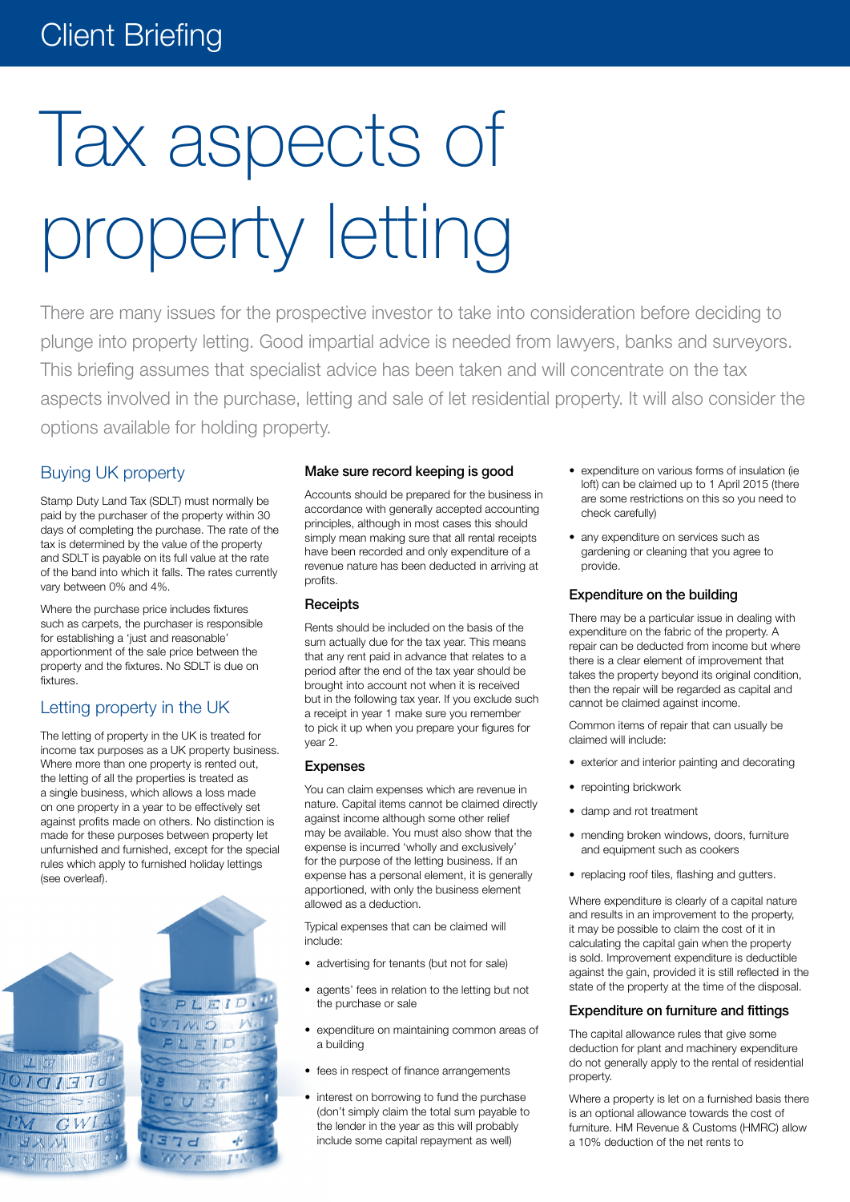Client Briefing

# Tax aspects of property letting

There are many issues for the prospective investor to take into consideration before deciding to plunge into property letting. Good impartial advice is needed from lawyers, banks and surveyors. This briefing assumes that specialist advice has been taken and will concentrate on the tax aspects involved in the purchase, letting and sale of let residential property. It will also consider the options available for holding property.

## Buying UK property

Stamp Duty Land Tax (SDLT) must normally be paid by the purchaser of the property within 30 days of completing the purchase. The rate of the tax is determined by the value of the property and SDLT is payable on its full value at the rate of the band into which it falls. The rates currently vary between 0% and 4%.

Where the purchase price includes fixtures such as carpets, the purchaser is responsible for establishing a 'just and reasonable' apportionment of the sale price between the property and the fixtures. No SDLT is due on fixtures.

## Letting property in the UK

The letting of property in the UK is treated for income tax purposes as a UK property business. Where more than one property is rented out, the letting of all the properties is treated as a single business, which allows a loss made on one property in a year to be effectively set against profits made on others. No distinction is made for these purposes between property let unfurnished and furnished, except for the special rules which apply to furnished holiday lettings (see overleaf).

### Make sure record keeping is good

Accounts should be prepared for the business in accordance with generally accepted accounting principles, although in most cases this should simply mean making sure that all rental receipts have been recorded and only expenditure of a revenue nature has been deducted in arriving at profits.

### Receipts

Rents should be included on the basis of the sum actually due for the tax year. This means that any rent paid in advance that relates to a period after the end of the tax year should be brought into account not when it is received but in the following tax year. If you exclude such a receipt in year 1 make sure you remember to pick it up when you prepare your figures for year 2.

### Expenses

You can claim expenses which are revenue in nature. Capital items cannot be claimed directly against income although some other relief may be available. You must also show that the expense is incurred 'wholly and exclusively' for the purpose of the letting business. If an expense has a personal element, it is generally apportioned, with only the business element allowed as a deduction.

Typical expenses that can be claimed will include:

- advertising for tenants (but not for sale)
- agents' fees in relation to the letting but not the purchase or sale
- expenditure on maintaining common areas of a building
- fees in respect of finance arrangements
- interest on borrowing to fund the purchase (don't simply claim the total sum payable to the lender in the year as this will probably include some capital repayment as well)
- expenditure on various forms of insulation (ie loft) can be claimed up to 1 April 2015 (there are some restrictions on this so you need to check carefully)
- any expenditure on services such as gardening or cleaning that you agree to provide.

### Expenditure on the building

There may be a particular issue in dealing with expenditure on the fabric of the property. A repair can be deducted from income but where there is a clear element of improvement that takes the property beyond its original condition, then the repair will be regarded as capital and cannot be claimed against income.

Common items of repair that can usually be claimed will include:

- exterior and interior painting and decorating
- repointing brickwork
- damp and rot treatment
- mending broken windows, doors, furniture and equipment such as cookers
- replacing roof tiles, flashing and gutters.

Where expenditure is clearly of a capital nature and results in an improvement to the property, it may be possible to claim the cost of it in calculating the capital gain when the property is sold. Improvement expenditure is deductible against the gain, provided it is still reflected in the state of the property at the time of the disposal.

### Expenditure on furniture and fittings

The capital allowance rules that give some deduction for plant and machinery expenditure do not generally apply to the rental of residential property.

Where a property is let on a furnished basis there is an optional allowance towards the cost of furniture. HM Revenue & Customs (HMRC) allow a 10% deduction of the net rents to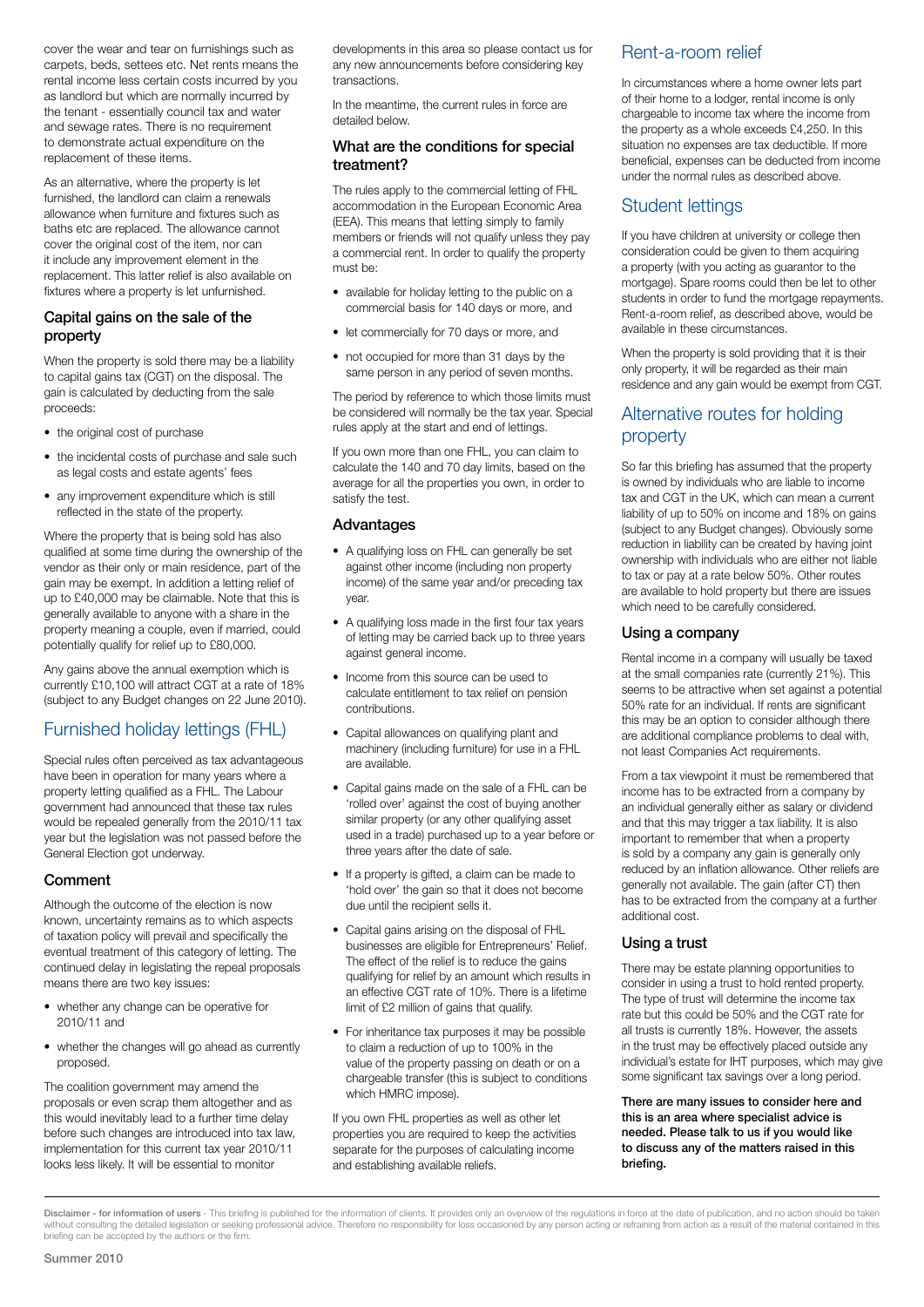cover the wear and tear on furnishings such as carpets, beds, settees etc. Net rents means the rental income less certain costs incurred by you as landlord but which are normally incurred by the tenant - essentially council tax and water and sewage rates. There is no requirement to demonstrate actual expenditure on the replacement of these items.

As an alternative, where the property is let furnished, the landlord can claim a renewals allowance when furniture and fixtures such as baths etc are replaced. The allowance cannot cover the original cost of the item, nor can it include any improvement element in the replacement. This latter relief is also available on fixtures where a property is let unfurnished.

### Capital gains on the sale of the property

When the property is sold there may be a liability to capital gains tax (CGT) on the disposal. The gain is calculated by deducting from the sale proceeds:

- the original cost of purchase
- the incidental costs of purchase and sale such as legal costs and estate agents' fees
- any improvement expenditure which is still reflected in the state of the property.

Where the property that is being sold has also qualified at some time during the ownership of the vendor as their only or main residence, part of the gain may be exempt. In addition a letting relief of up to £40,000 may be claimable. Note that this is generally available to anyone with a share in the property meaning a couple, even if married, could potentially qualify for relief up to £80,000.

Any gains above the annual exemption which is currently £10,100 will attract CGT at a rate of 18% (subject to any Budget changes on 22 June 2010).

## Furnished holiday lettings (FHL)

Special rules often perceived as tax advantageous have been in operation for many years where a property letting qualified as a FHL. The Labour government had announced that these tax rules would be repealed generally from the 2010/11 tax year but the legislation was not passed before the General Election got underway.

### Comment

Although the outcome of the election is now known, uncertainty remains as to which aspects of taxation policy will prevail and specifically the eventual treatment of this category of letting. The continued delay in legislating the repeal proposals means there are two key issues:

- whether any change can be operative for 2010/11 and
- whether the changes will go ahead as currently proposed.

The coalition government may amend the proposals or even scrap them altogether and as this would inevitably lead to a further time delay before such changes are introduced into tax law, implementation for this current tax year 2010/11 looks less likely. It will be essential to monitor developments in this area so please contact us for any new announcements before considering key transactions.

In the meantime, the current rules in force are detailed below.

### What are the conditions for special treatment?

The rules apply to the commercial letting of FHL accommodation in the European Economic Area (EEA). This means that letting simply to family members or friends will not qualify unless they pay a commercial rent. In order to qualify the property must be:

- available for holiday letting to the public on a commercial basis for 140 days or more, and
- let commercially for 70 days or more, and
- not occupied for more than 31 days by the same person in any period of seven months.

The period by reference to which those limits must be considered will normally be the tax year. Special rules apply at the start and end of lettings.

If you own more than one FHL, you can claim to calculate the 140 and 70 day limits, based on the average for all the properties you own, in order to satisfy the test.

### Advantages

- A qualifying loss on FHL can generally be set against other income (including non property income) of the same year and/or preceding tax year.
- A qualifying loss made in the first four tax years of letting may be carried back up to three years against general income.
- Income from this source can be used to calculate entitlement to tax relief on pension contributions.
- Capital allowances on qualifying plant and machinery (including furniture) for use in a FHL are available.
- Capital gains made on the sale of a FHL can be 'rolled over' against the cost of buying another similar property (or any other qualifying asset used in a trade) purchased up to a year before or three years after the date of sale.
- If a property is gifted, a claim can be made to 'hold over' the gain so that it does not become due until the recipient sells it.
- Capital gains arising on the disposal of FHL businesses are eligible for Entrepreneurs' Relief. The effect of the relief is to reduce the gains qualifying for relief by an amount which results in an effective CGT rate of 10%. There is a lifetime limit of £2 million of gains that qualify.
- For inheritance tax purposes it may be possible to claim a reduction of up to 100% in the value of the property passing on death or on a chargeable transfer (this is subject to conditions which HMRC impose).

If you own FHL properties as well as other let properties you are required to keep the activities separate for the purposes of calculating income and establishing available reliefs.

## Rent-a-room relief

In circumstances where a home owner lets part of their home to a lodger, rental income is only chargeable to income tax where the income from the property as a whole exceeds £4,250. In this situation no expenses are tax deductible. If more beneficial, expenses can be deducted from income under the normal rules as described above.

## Student lettings

If you have children at university or college then consideration could be given to them acquiring a property (with you acting as guarantor to the mortgage). Spare rooms could then be let to other students in order to fund the mortgage repayments. Rent-a-room relief, as described above, would be available in these circumstances.

When the property is sold providing that it is their only property, it will be regarded as their main residence and any gain would be exempt from CGT.

## Alternative routes for holding property

So far this briefing has assumed that the property is owned by individuals who are liable to income tax and CGT in the UK, which can mean a current liability of up to 50% on income and 18% on gains (subject to any Budget changes). Obviously some reduction in liability can be created by having joint ownership with individuals who are either not liable to tax or pay at a rate below 50%. Other routes are available to hold property but there are issues which need to be carefully considered.

### Using a company

Rental income in a company will usually be taxed at the small companies rate (currently 21%). This seems to be attractive when set against a potential 50% rate for an individual. If rents are significant this may be an option to consider although there are additional compliance problems to deal with, not least Companies Act requirements.

From a tax viewpoint it must be remembered that income has to be extracted from a company by an individual generally either as salary or dividend and that this may trigger a tax liability. It is also important to remember that when a property is sold by a company any gain is generally only reduced by an inflation allowance. Other reliefs are generally not available. The gain (after CT) then has to be extracted from the company at a further additional cost.

### Using a trust

There may be estate planning opportunities to consider in using a trust to hold rented property. The type of trust will determine the income tax rate but this could be 50% and the CGT rate for all trusts is currently 18%. However, the assets in the trust may be effectively placed outside any individual's estate for IHT purposes, which may give some significant tax savings over a long period.

**There are many issues to consider here and this is an area where specialist advice is needed. Please talk to us if you would like to discuss any of the matters raised in this briefing.**

**Disclaimer - for information of users** - This briefing is published for the information of clients. It provides only an overview of the regulations in force at the date of publication, and no action should be taken without consulting the detailed legislation or seeking professional advice. Therefore no responsibility for loss occasioned by any person acting or refraining from action as a result of the material contained in this briefing can be accepted by the authors or the firm.

Summer 2010